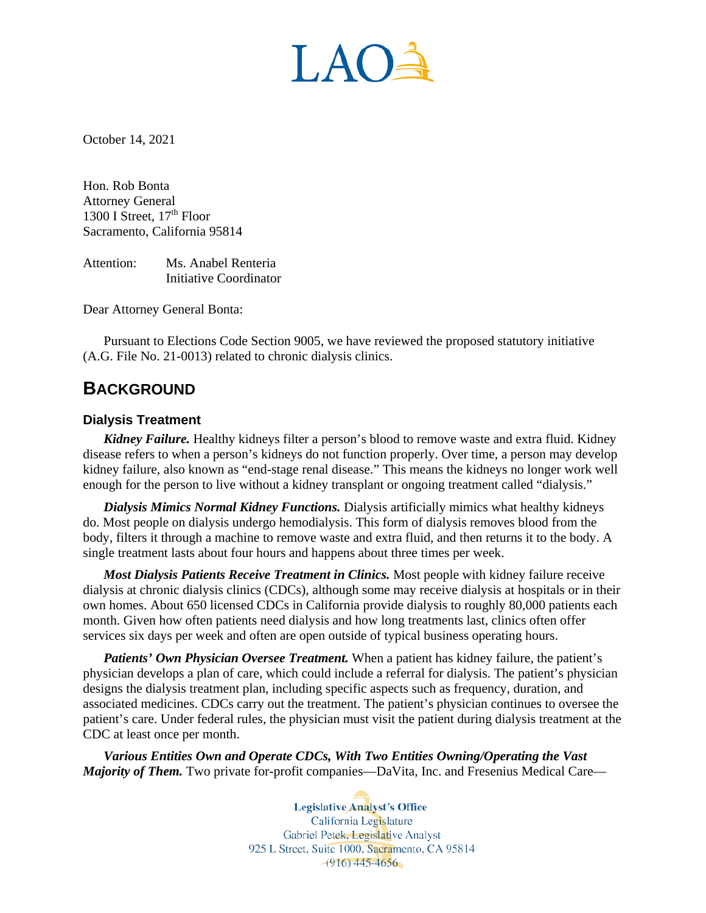October 14, 2021

Hon. Rob Bonta
Attorney General
1300 I Street, 17th Floor
Sacramento, California 95814

Attention: Ms. Anabel Renteria
Initiative Coordinator

Dear Attorney General Bonta:

Pursuant to Elections Code Section 9005, we have reviewed the proposed statutory initiative (A.G. File No. 21-0013) related to chronic dialysis clinics.

## BACKGROUND

### Dialysis Treatment

***Kidney Failure.*** Healthy kidneys filter a person's blood to remove waste and extra fluid. Kidney disease refers to when a person's kidneys do not function properly. Over time, a person may develop kidney failure, also known as "end-stage renal disease." This means the kidneys no longer work well enough for the person to live without a kidney transplant or ongoing treatment called "dialysis."

***Dialysis Mimics Normal Kidney Functions.*** Dialysis artificially mimics what healthy kidneys do. Most people on dialysis undergo hemodialysis. This form of dialysis removes blood from the body, filters it through a machine to remove waste and extra fluid, and then returns it to the body. A single treatment lasts about four hours and happens about three times per week.

***Most Dialysis Patients Receive Treatment in Clinics.*** Most people with kidney failure receive dialysis at chronic dialysis clinics (CDCs), although some may receive dialysis at hospitals or in their own homes. About 650 licensed CDCs in California provide dialysis to roughly 80,000 patients each month. Given how often patients need dialysis and how long treatments last, clinics often offer services six days per week and often are open outside of typical business operating hours.

***Patients' Own Physician Oversee Treatment.*** When a patient has kidney failure, the patient's physician develops a plan of care, which could include a referral for dialysis. The patient's physician designs the dialysis treatment plan, including specific aspects such as frequency, duration, and associated medicines. CDCs carry out the treatment. The patient's physician continues to oversee the patient's care. Under federal rules, the physician must visit the patient during dialysis treatment at the CDC at least once per month.

***Various Entities Own and Operate CDCs, With Two Entities Owning/Operating the Vast Majority of Them.*** Two private for-profit companies—DaVita, Inc. and Fresenius Medical Care—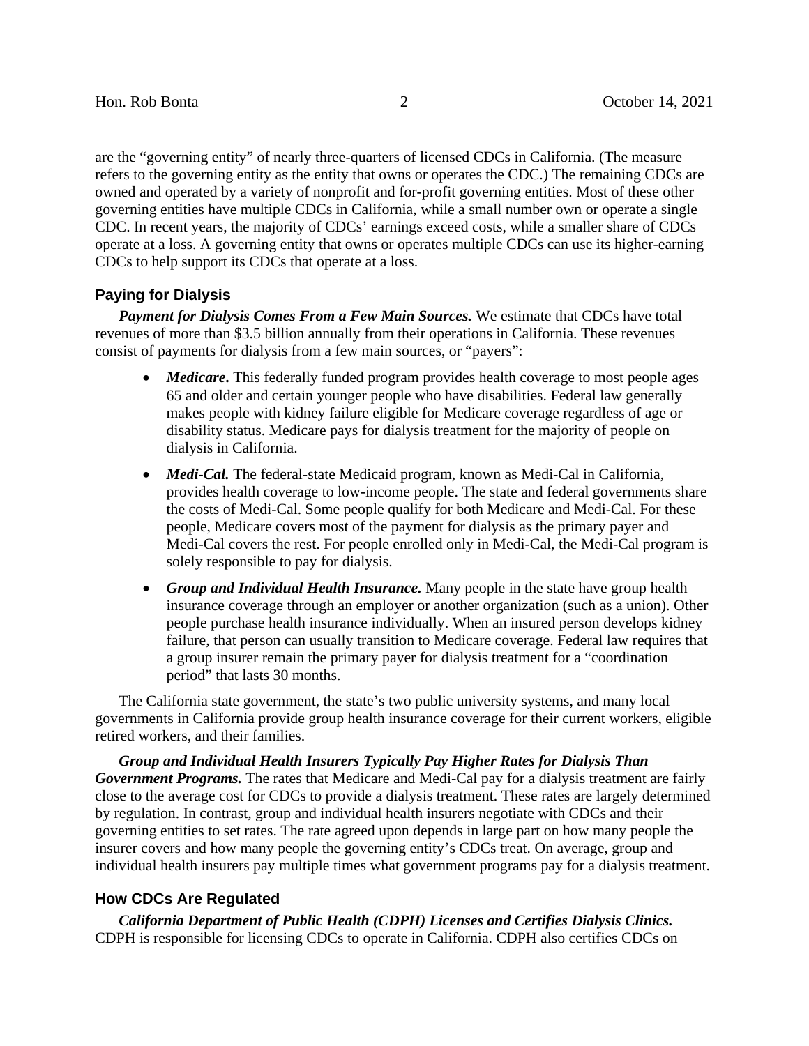are the "governing entity" of nearly three-quarters of licensed CDCs in California. (The measure refers to the governing entity as the entity that owns or operates the CDC.) The remaining CDCs are owned and operated by a variety of nonprofit and for-profit governing entities. Most of these other governing entities have multiple CDCs in California, while a small number own or operate a single CDC. In recent years, the majority of CDCs' earnings exceed costs, while a smaller share of CDCs operate at a loss. A governing entity that owns or operates multiple CDCs can use its higher-earning CDCs to help support its CDCs that operate at a loss.

## Paying for Dialysis

***Payment for Dialysis Comes From a Few Main Sources.*** We estimate that CDCs have total revenues of more than $3.5 billion annually from their operations in California. These revenues consist of payments for dialysis from a few main sources, or "payers":

- ***Medicare*.** This federally funded program provides health coverage to most people ages 65 and older and certain younger people who have disabilities. Federal law generally makes people with kidney failure eligible for Medicare coverage regardless of age or disability status. Medicare pays for dialysis treatment for the majority of people on dialysis in California.
- ***Medi-Cal.*** The federal-state Medicaid program, known as Medi-Cal in California, provides health coverage to low-income people. The state and federal governments share the costs of Medi-Cal. Some people qualify for both Medicare and Medi-Cal. For these people, Medicare covers most of the payment for dialysis as the primary payer and Medi-Cal covers the rest. For people enrolled only in Medi-Cal, the Medi-Cal program is solely responsible to pay for dialysis.
- ***Group and Individual Health Insurance.*** Many people in the state have group health insurance coverage through an employer or another organization (such as a union). Other people purchase health insurance individually. When an insured person develops kidney failure, that person can usually transition to Medicare coverage. Federal law requires that a group insurer remain the primary payer for dialysis treatment for a "coordination period" that lasts 30 months.

The California state government, the state's two public university systems, and many local governments in California provide group health insurance coverage for their current workers, eligible retired workers, and their families.

***Group and Individual Health Insurers Typically Pay Higher Rates for Dialysis Than Government Programs.*** The rates that Medicare and Medi-Cal pay for a dialysis treatment are fairly close to the average cost for CDCs to provide a dialysis treatment. These rates are largely determined by regulation. In contrast, group and individual health insurers negotiate with CDCs and their governing entities to set rates. The rate agreed upon depends in large part on how many people the insurer covers and how many people the governing entity's CDCs treat. On average, group and individual health insurers pay multiple times what government programs pay for a dialysis treatment.

## How CDCs Are Regulated

***California Department of Public Health (CDPH) Licenses and Certifies Dialysis Clinics.*** CDPH is responsible for licensing CDCs to operate in California. CDPH also certifies CDCs on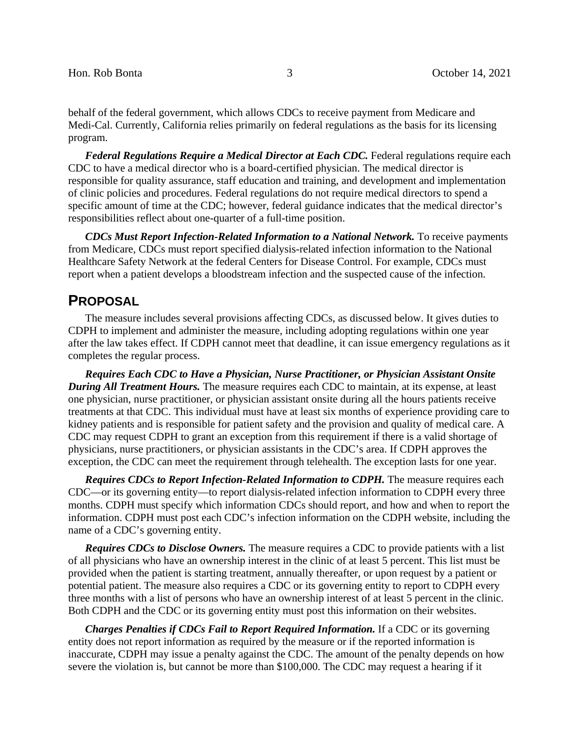behalf of the federal government, which allows CDCs to receive payment from Medicare and Medi-Cal. Currently, California relies primarily on federal regulations as the basis for its licensing program.

***Federal Regulations Require a Medical Director at Each CDC.*** Federal regulations require each CDC to have a medical director who is a board-certified physician. The medical director is responsible for quality assurance, staff education and training, and development and implementation of clinic policies and procedures. Federal regulations do not require medical directors to spend a specific amount of time at the CDC; however, federal guidance indicates that the medical director's responsibilities reflect about one-quarter of a full-time position.

***CDCs Must Report Infection-Related Information to a National Network.*** To receive payments from Medicare, CDCs must report specified dialysis-related infection information to the National Healthcare Safety Network at the federal Centers for Disease Control. For example, CDCs must report when a patient develops a bloodstream infection and the suspected cause of the infection.

## PROPOSAL

The measure includes several provisions affecting CDCs, as discussed below. It gives duties to CDPH to implement and administer the measure, including adopting regulations within one year after the law takes effect. If CDPH cannot meet that deadline, it can issue emergency regulations as it completes the regular process.

***Requires Each CDC to Have a Physician, Nurse Practitioner, or Physician Assistant Onsite During All Treatment Hours.*** The measure requires each CDC to maintain, at its expense, at least one physician, nurse practitioner, or physician assistant onsite during all the hours patients receive treatments at that CDC. This individual must have at least six months of experience providing care to kidney patients and is responsible for patient safety and the provision and quality of medical care. A CDC may request CDPH to grant an exception from this requirement if there is a valid shortage of physicians, nurse practitioners, or physician assistants in the CDC's area. If CDPH approves the exception, the CDC can meet the requirement through telehealth. The exception lasts for one year.

***Requires CDCs to Report Infection-Related Information to CDPH.*** The measure requires each CDC—or its governing entity—to report dialysis-related infection information to CDPH every three months. CDPH must specify which information CDCs should report, and how and when to report the information. CDPH must post each CDC's infection information on the CDPH website, including the name of a CDC's governing entity.

***Requires CDCs to Disclose Owners.*** The measure requires a CDC to provide patients with a list of all physicians who have an ownership interest in the clinic of at least 5 percent. This list must be provided when the patient is starting treatment, annually thereafter, or upon request by a patient or potential patient. The measure also requires a CDC or its governing entity to report to CDPH every three months with a list of persons who have an ownership interest of at least 5 percent in the clinic. Both CDPH and the CDC or its governing entity must post this information on their websites.

***Charges Penalties if CDCs Fail to Report Required Information.*** If a CDC or its governing entity does not report information as required by the measure or if the reported information is inaccurate, CDPH may issue a penalty against the CDC. The amount of the penalty depends on how severe the violation is, but cannot be more than $100,000. The CDC may request a hearing if it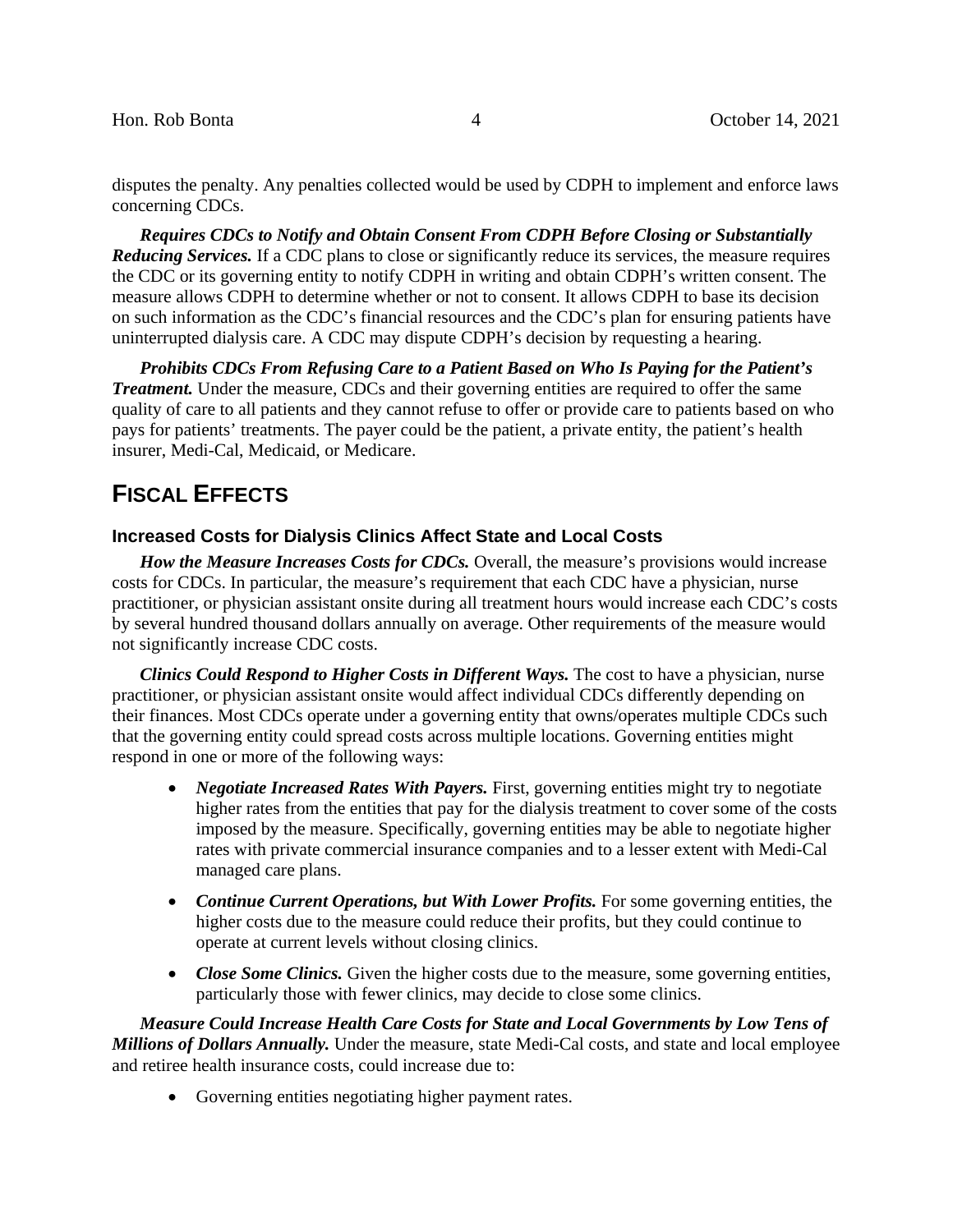disputes the penalty. Any penalties collected would be used by CDPH to implement and enforce laws concerning CDCs.

***Requires CDCs to Notify and Obtain Consent From CDPH Before Closing or Substantially Reducing Services.*** If a CDC plans to close or significantly reduce its services, the measure requires the CDC or its governing entity to notify CDPH in writing and obtain CDPH's written consent. The measure allows CDPH to determine whether or not to consent. It allows CDPH to base its decision on such information as the CDC's financial resources and the CDC's plan for ensuring patients have uninterrupted dialysis care. A CDC may dispute CDPH's decision by requesting a hearing.

***Prohibits CDCs From Refusing Care to a Patient Based on Who Is Paying for the Patient's Treatment.*** Under the measure, CDCs and their governing entities are required to offer the same quality of care to all patients and they cannot refuse to offer or provide care to patients based on who pays for patients' treatments. The payer could be the patient, a private entity, the patient's health insurer, Medi-Cal, Medicaid, or Medicare.

## FISCAL EFFECTS

### Increased Costs for Dialysis Clinics Affect State and Local Costs

***How the Measure Increases Costs for CDCs.*** Overall, the measure's provisions would increase costs for CDCs. In particular, the measure's requirement that each CDC have a physician, nurse practitioner, or physician assistant onsite during all treatment hours would increase each CDC's costs by several hundred thousand dollars annually on average. Other requirements of the measure would not significantly increase CDC costs.

***Clinics Could Respond to Higher Costs in Different Ways.*** The cost to have a physician, nurse practitioner, or physician assistant onsite would affect individual CDCs differently depending on their finances. Most CDCs operate under a governing entity that owns/operates multiple CDCs such that the governing entity could spread costs across multiple locations. Governing entities might respond in one or more of the following ways:

- ***Negotiate Increased Rates With Payers.*** First, governing entities might try to negotiate higher rates from the entities that pay for the dialysis treatment to cover some of the costs imposed by the measure. Specifically, governing entities may be able to negotiate higher rates with private commercial insurance companies and to a lesser extent with Medi-Cal managed care plans.
- ***Continue Current Operations, but With Lower Profits.*** For some governing entities, the higher costs due to the measure could reduce their profits, but they could continue to operate at current levels without closing clinics.
- ***Close Some Clinics.*** Given the higher costs due to the measure, some governing entities, particularly those with fewer clinics, may decide to close some clinics.

***Measure Could Increase Health Care Costs for State and Local Governments by Low Tens of Millions of Dollars Annually.*** Under the measure, state Medi-Cal costs, and state and local employee and retiree health insurance costs, could increase due to:

- Governing entities negotiating higher payment rates.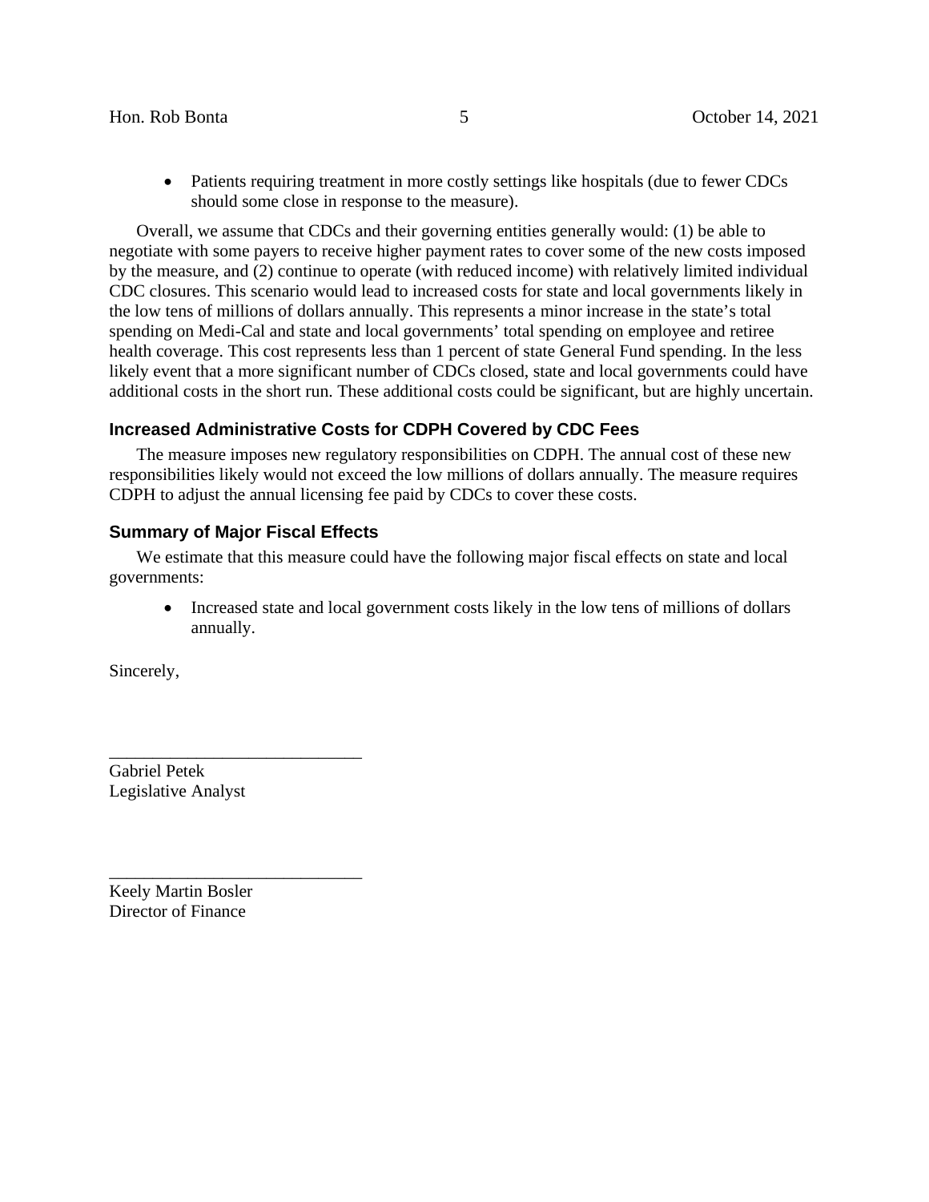- Patients requiring treatment in more costly settings like hospitals (due to fewer CDCs should some close in response to the measure).

Overall, we assume that CDCs and their governing entities generally would: (1) be able to negotiate with some payers to receive higher payment rates to cover some of the new costs imposed by the measure, and (2) continue to operate (with reduced income) with relatively limited individual CDC closures. This scenario would lead to increased costs for state and local governments likely in the low tens of millions of dollars annually. This represents a minor increase in the state's total spending on Medi-Cal and state and local governments' total spending on employee and retiree health coverage. This cost represents less than 1 percent of state General Fund spending. In the less likely event that a more significant number of CDCs closed, state and local governments could have additional costs in the short run. These additional costs could be significant, but are highly uncertain.

### Increased Administrative Costs for CDPH Covered by CDC Fees

The measure imposes new regulatory responsibilities on CDPH. The annual cost of these new responsibilities likely would not exceed the low millions of dollars annually. The measure requires CDPH to adjust the annual licensing fee paid by CDCs to cover these costs.

### Summary of Major Fiscal Effects

We estimate that this measure could have the following major fiscal effects on state and local governments:

- Increased state and local government costs likely in the low tens of millions of dollars annually.

Sincerely,

_____________________________
Gabriel Petek
Legislative Analyst

_____________________________
Keely Martin Bosler
Director of Finance